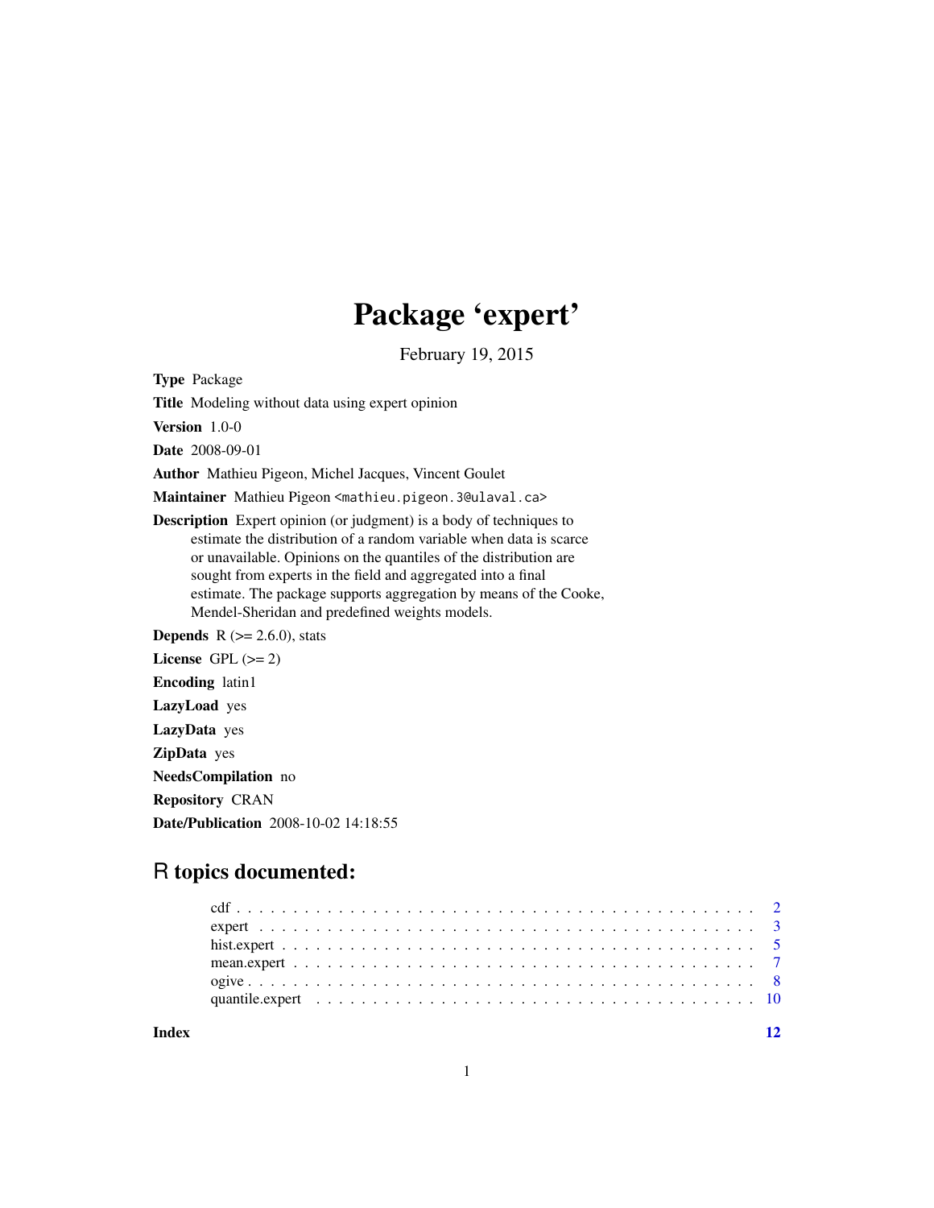# Package 'expert'

February 19, 2015

**Type** Package

**Title** Modeling without data using expert opinion

**Version** 1.0-0

**Date** 2008-09-01

**Author** Mathieu Pigeon, Michel Jacques, Vincent Goulet

**Maintainer** Mathieu Pigeon <mathieu.pigeon.3@ulaval.ca>

**Description** Expert opinion (or judgment) is a body of techniques to estimate the distribution of a random variable when data is scarce or unavailable. Opinions on the quantiles of the distribution are sought from experts in the field and aggregated into a final estimate. The package supports aggregation by means of the Cooke, Mendel-Sheridan and predefined weights models.

**Depends** R (>= 2.6.0), stats

**License** GPL (>= 2)

**Encoding** latin1

**LazyLoad** yes

**LazyData** yes

**ZipData** yes

**NeedsCompilation** no

**Repository** CRAN

**Date/Publication** 2008-10-02 14:18:55

## R topics documented:

- cdf . . . . . . . . . . . . . . . . . . . . . . . . . . . . . . . . . . . . . . . . . . . . 2
- expert . . . . . . . . . . . . . . . . . . . . . . . . . . . . . . . . . . . . . . . . . . 3
- hist.expert . . . . . . . . . . . . . . . . . . . . . . . . . . . . . . . . . . . . . . . 5
- mean.expert . . . . . . . . . . . . . . . . . . . . . . . . . . . . . . . . . . . . . . 7
- ogive . . . . . . . . . . . . . . . . . . . . . . . . . . . . . . . . . . . . . . . . . . 8
- quantile.expert . . . . . . . . . . . . . . . . . . . . . . . . . . . . . . . . . . . . 10

**Index** 12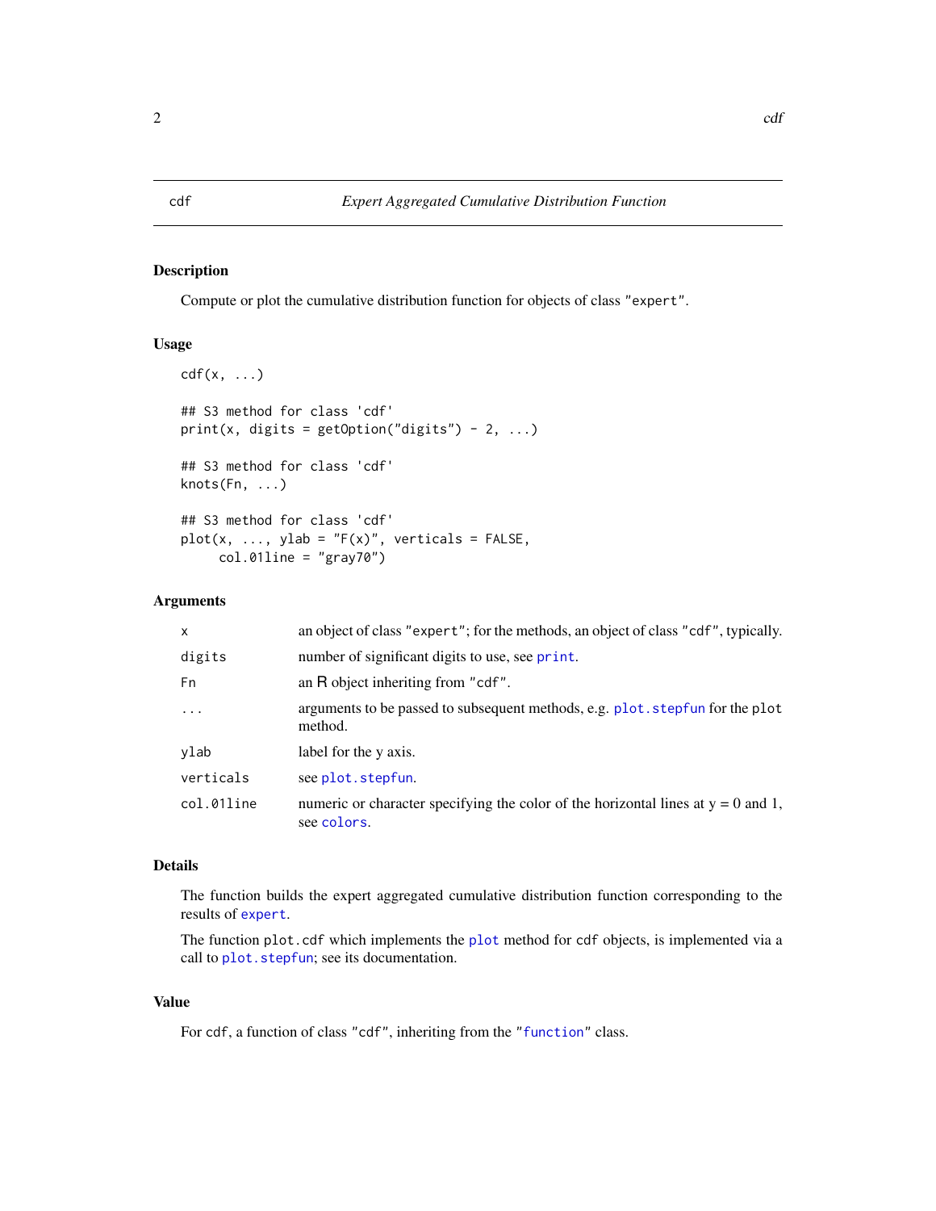# cdf — *Expert Aggregated Cumulative Distribution Function*

## Description

Compute or plot the cumulative distribution function for objects of class `"expert"`.

## Usage

```
cdf(x, ...)

## S3 method for class 'cdf'
print(x, digits = getOption("digits") - 2, ...)

## S3 method for class 'cdf'
knots(Fn, ...)

## S3 method for class 'cdf'
plot(x, ..., ylab = "F(x)", verticals = FALSE,
     col.01line = "gray70")
```

## Arguments

| | |
|---|---|
| `x` | an object of class `"expert"`; for the methods, an object of class `"cdf"`, typically. |
| `digits` | number of significant digits to use, see `print`. |
| `Fn` | an R object inheriting from `"cdf"`. |
| `...` | arguments to be passed to subsequent methods, e.g. `plot.stepfun` for the `plot` method. |
| `ylab` | label for the y axis. |
| `verticals` | see `plot.stepfun`. |
| `col.01line` | numeric or character specifying the color of the horizontal lines at y = 0 and 1, see `colors`. |

## Details

The function builds the expert aggregated cumulative distribution function corresponding to the results of `expert`.

The function `plot.cdf` which implements the `plot` method for `cdf` objects, is implemented via a call to `plot.stepfun`; see its documentation.

## Value

For `cdf`, a function of class `"cdf"`, inheriting from the `"function"` class.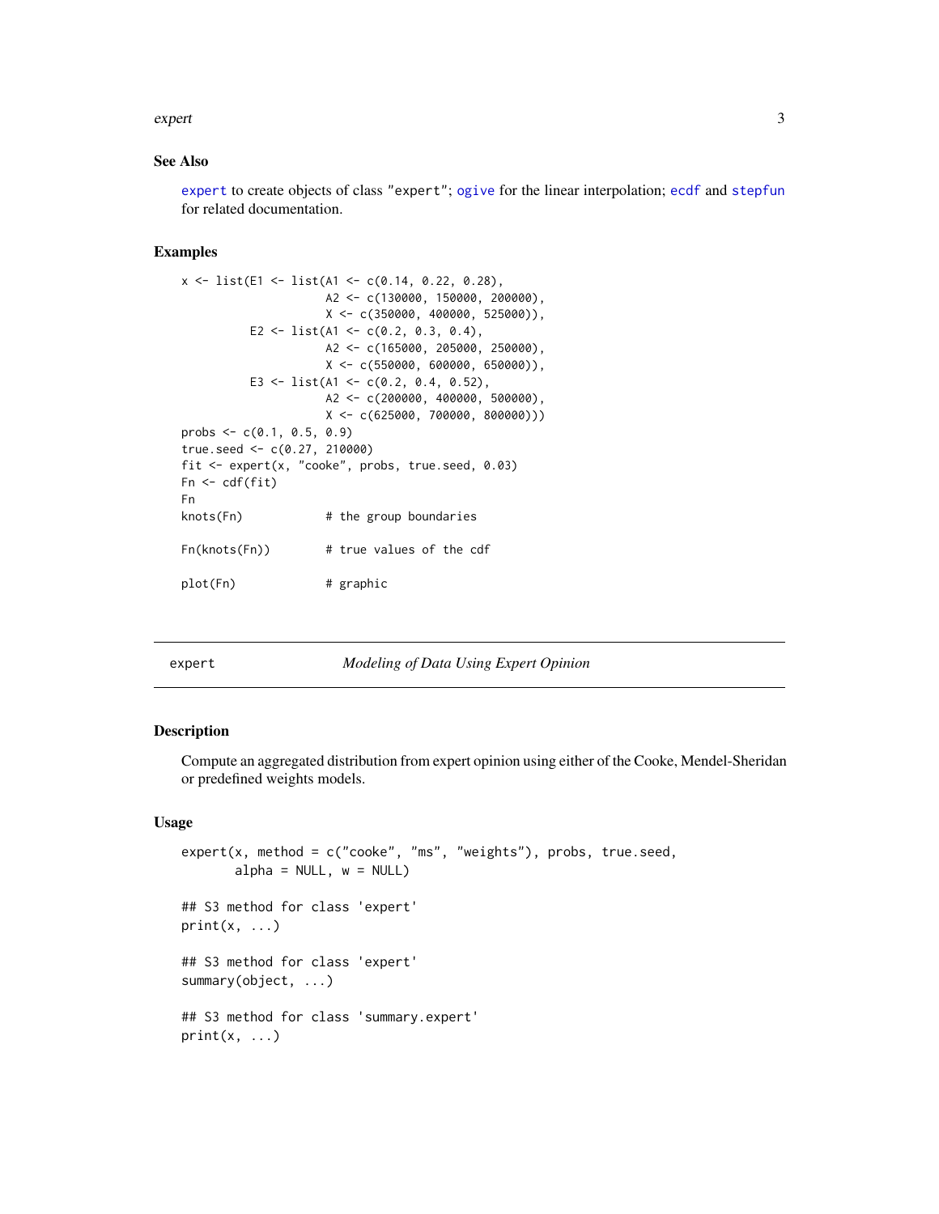### See Also

`expert` to create objects of class "expert"; `ogive` for the linear interpolation; `ecdf` and `stepfun` for related documentation.

### Examples

```
x <- list(E1 <- list(A1 <- c(0.14, 0.22, 0.28),
                     A2 <- c(130000, 150000, 200000),
                     X <- c(350000, 400000, 525000)),
          E2 <- list(A1 <- c(0.2, 0.3, 0.4),
                     A2 <- c(165000, 205000, 250000),
                     X <- c(550000, 600000, 650000)),
          E3 <- list(A1 <- c(0.2, 0.4, 0.52),
                     A2 <- c(200000, 400000, 500000),
                     X <- c(625000, 700000, 800000)))
probs <- c(0.1, 0.5, 0.9)
true.seed <- c(0.27, 210000)
fit <- expert(x, "cooke", probs, true.seed, 0.03)
Fn <- cdf(fit)
Fn
knots(Fn)            # the group boundaries

Fn(knots(Fn))        # true values of the cdf

plot(Fn)             # graphic
```

---

## expert — *Modeling of Data Using Expert Opinion*

### Description

Compute an aggregated distribution from expert opinion using either of the Cooke, Mendel-Sheridan or predefined weights models.

### Usage

```
expert(x, method = c("cooke", "ms", "weights"), probs, true.seed,
       alpha = NULL, w = NULL)

## S3 method for class 'expert'
print(x, ...)

## S3 method for class 'expert'
summary(object, ...)

## S3 method for class 'summary.expert'
print(x, ...)
```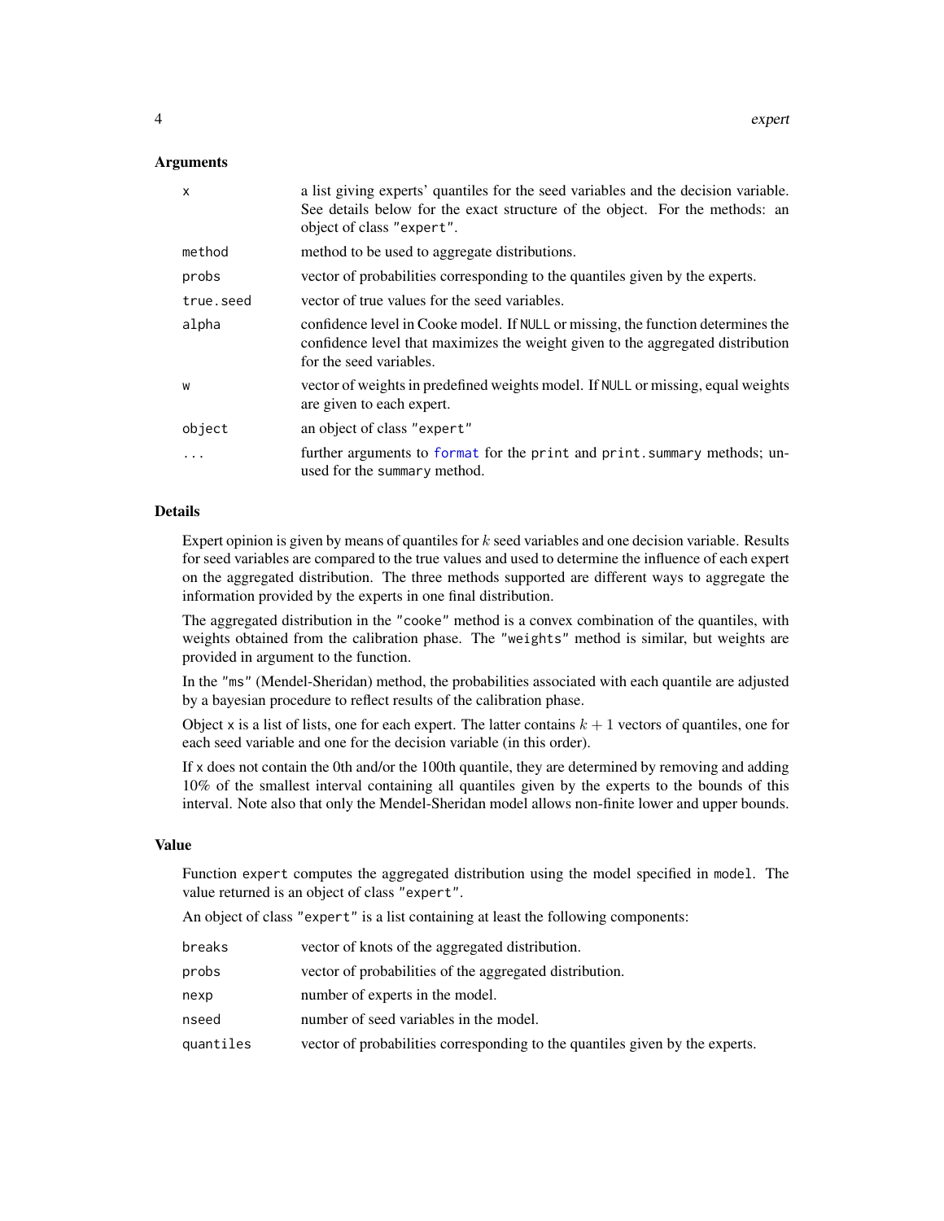## Arguments

| | |
|---|---|
| `x` | a list giving experts' quantiles for the seed variables and the decision variable. See details below for the exact structure of the object. For the methods: an object of class `"expert"`. |
| `method` | method to be used to aggregate distributions. |
| `probs` | vector of probabilities corresponding to the quantiles given by the experts. |
| `true.seed` | vector of true values for the seed variables. |
| `alpha` | confidence level in Cooke model. If `NULL` or missing, the function determines the confidence level that maximizes the weight given to the aggregated distribution for the seed variables. |
| `w` | vector of weights in predefined weights model. If `NULL` or missing, equal weights are given to each expert. |
| `object` | an object of class `"expert"` |
| `...` | further arguments to `format` for the `print` and `print.summary` methods; unused for the `summary` method. |

## Details

Expert opinion is given by means of quantiles for $k$ seed variables and one decision variable. Results for seed variables are compared to the true values and used to determine the influence of each expert on the aggregated distribution. The three methods supported are different ways to aggregate the information provided by the experts in one final distribution.

The aggregated distribution in the `"cooke"` method is a convex combination of the quantiles, with weights obtained from the calibration phase. The `"weights"` method is similar, but weights are provided in argument to the function.

In the `"ms"` (Mendel-Sheridan) method, the probabilities associated with each quantile are adjusted by a bayesian procedure to reflect results of the calibration phase.

Object `x` is a list of lists, one for each expert. The latter contains $k+1$ vectors of quantiles, one for each seed variable and one for the decision variable (in this order).

If `x` does not contain the 0th and/or the 100th quantile, they are determined by removing and adding 10% of the smallest interval containing all quantiles given by the experts to the bounds of this interval. Note also that only the Mendel-Sheridan model allows non-finite lower and upper bounds.

## Value

Function `expert` computes the aggregated distribution using the model specified in `model`. The value returned is an object of class `"expert"`.

An object of class `"expert"` is a list containing at least the following components:

| | |
|---|---|
| `breaks` | vector of knots of the aggregated distribution. |
| `probs` | vector of probabilities of the aggregated distribution. |
| `nexp` | number of experts in the model. |
| `nseed` | number of seed variables in the model. |
| `quantiles` | vector of probabilities corresponding to the quantiles given by the experts. |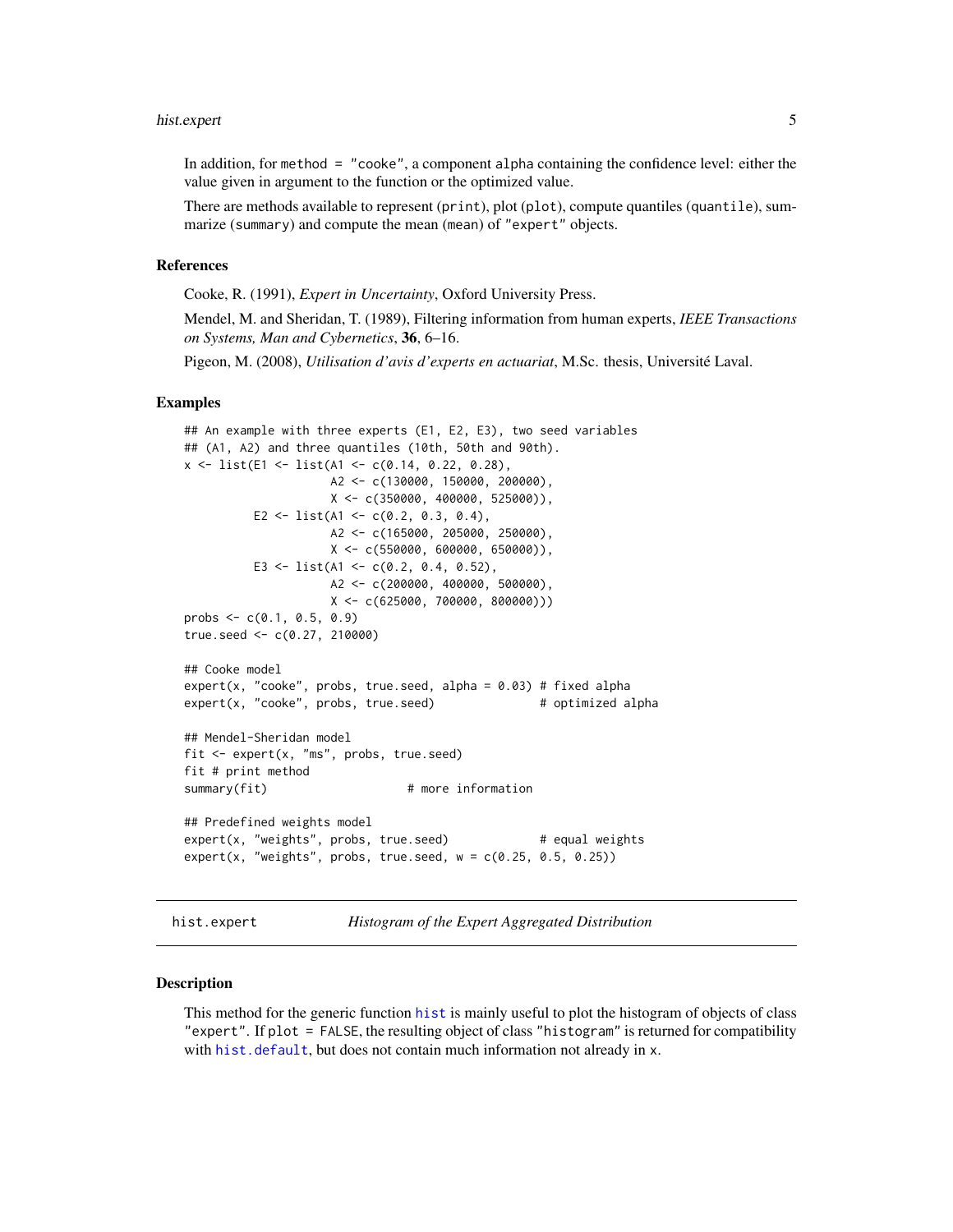In addition, for `method = "cooke"`, a component `alpha` containing the confidence level: either the value given in argument to the function or the optimized value.

There are methods available to represent (`print`), plot (`plot`), compute quantiles (`quantile`), summarize (`summary`) and compute the mean (`mean`) of `"expert"` objects.

### References

Cooke, R. (1991), *Expert in Uncertainty*, Oxford University Press.

Mendel, M. and Sheridan, T. (1989), Filtering information from human experts, *IEEE Transactions on Systems, Man and Cybernetics*, **36**, 6–16.

Pigeon, M. (2008), *Utilisation d'avis d'experts en actuariat*, M.Sc. thesis, Université Laval.

### Examples

```
## An example with three experts (E1, E2, E3), two seed variables
## (A1, A2) and three quantiles (10th, 50th and 90th).
x <- list(E1 <- list(A1 <- c(0.14, 0.22, 0.28),
                     A2 <- c(130000, 150000, 200000),
                     X <- c(350000, 400000, 525000)),
          E2 <- list(A1 <- c(0.2, 0.3, 0.4),
                     A2 <- c(165000, 205000, 250000),
                     X <- c(550000, 600000, 650000)),
          E3 <- list(A1 <- c(0.2, 0.4, 0.52),
                     A2 <- c(200000, 400000, 500000),
                     X <- c(625000, 700000, 800000)))
probs <- c(0.1, 0.5, 0.9)
true.seed <- c(0.27, 210000)

## Cooke model
expert(x, "cooke", probs, true.seed, alpha = 0.03) # fixed alpha
expert(x, "cooke", probs, true.seed)              # optimized alpha

## Mendel-Sheridan model
fit <- expert(x, "ms", probs, true.seed)
fit # print method
summary(fit)                   # more information

## Predefined weights model
expert(x, "weights", probs, true.seed)            # equal weights
expert(x, "weights", probs, true.seed, w = c(0.25, 0.5, 0.25))
```

---

## hist.expert — *Histogram of the Expert Aggregated Distribution*

---

### Description

This method for the generic function `hist` is mainly useful to plot the histogram of objects of class `"expert"`. If `plot = FALSE`, the resulting object of class `"histogram"` is returned for compatibility with `hist.default`, but does not contain much information not already in `x`.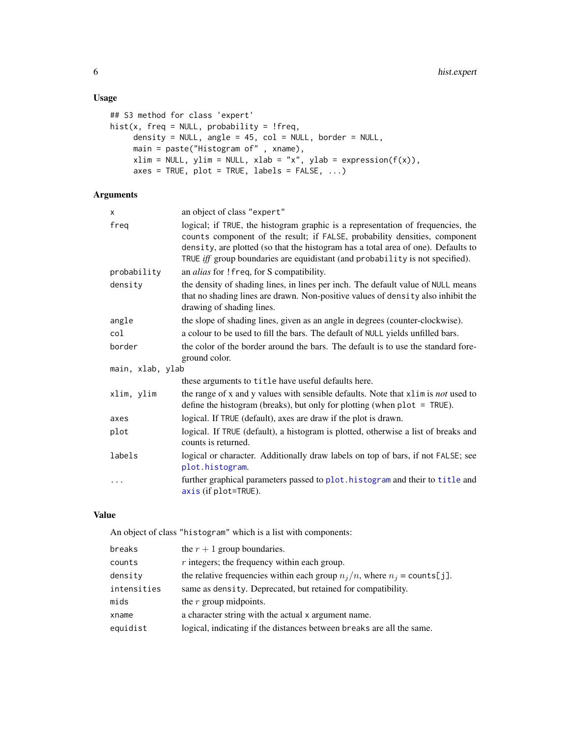## Usage

```
## S3 method for class 'expert'
hist(x, freq = NULL, probability = !freq,
     density = NULL, angle = 45, col = NULL, border = NULL,
     main = paste("Histogram of" , xname),
     xlim = NULL, ylim = NULL, xlab = "x", ylab = expression(f(x)),
     axes = TRUE, plot = TRUE, labels = FALSE, ...)
```

## Arguments

| | |
|---|---|
| `x` | an object of class "expert" |
| `freq` | logical; if `TRUE`, the histogram graphic is a representation of frequencies, the `counts` component of the result; if `FALSE`, probability densities, component `density`, are plotted (so that the histogram has a total area of one). Defaults to `TRUE` *iff* group boundaries are equidistant (and `probability` is not specified). |
| `probability` | an *alias* for `!freq`, for S compatibility. |
| `density` | the density of shading lines, in lines per inch. The default value of `NULL` means that no shading lines are drawn. Non-positive values of `density` also inhibit the drawing of shading lines. |
| `angle` | the slope of shading lines, given as an angle in degrees (counter-clockwise). |
| `col` | a colour to be used to fill the bars. The default of `NULL` yields unfilled bars. |
| `border` | the color of the border around the bars. The default is to use the standard foreground color. |
| `main, xlab, ylab` | these arguments to `title` have useful defaults here. |
| `xlim, ylim` | the range of x and y values with sensible defaults. Note that `xlim` is *not* used to define the histogram (breaks), but only for plotting (when `plot = TRUE`). |
| `axes` | logical. If `TRUE` (default), axes are draw if the plot is drawn. |
| `plot` | logical. If `TRUE` (default), a histogram is plotted, otherwise a list of breaks and counts is returned. |
| `labels` | logical or character. Additionally draw labels on top of bars, if not `FALSE`; see `plot.histogram`. |
| `...` | further graphical parameters passed to `plot.histogram` and their to `title` and `axis` (if `plot=TRUE`). |

## Value

An object of class "histogram" which is a list with components:

| | |
|---|---|
| `breaks` | the $r + 1$ group boundaries. |
| `counts` | $r$ integers; the frequency within each group. |
| `density` | the relative frequencies within each group $n_j/n$, where $n_j$ = `counts[j]`. |
| `intensities` | same as `density`. Deprecated, but retained for compatibility. |
| `mids` | the $r$ group midpoints. |
| `xname` | a character string with the actual `x` argument name. |
| `equidist` | logical, indicating if the distances between `breaks` are all the same. |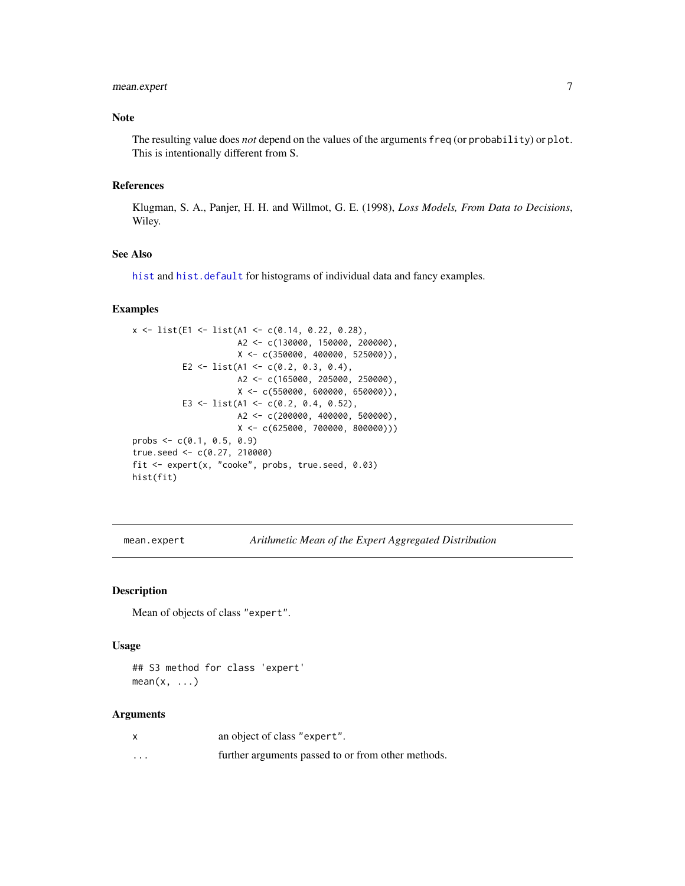### Note

The resulting value does *not* depend on the values of the arguments `freq` (or `probability`) or `plot`. This is intentionally different from S.

### References

Klugman, S. A., Panjer, H. H. and Willmot, G. E. (1998), *Loss Models, From Data to Decisions*, Wiley.

### See Also

`hist` and `hist.default` for histograms of individual data and fancy examples.

### Examples

```
x <- list(E1 <- list(A1 <- c(0.14, 0.22, 0.28),
                     A2 <- c(130000, 150000, 200000),
                     X <- c(350000, 400000, 525000)),
          E2 <- list(A1 <- c(0.2, 0.3, 0.4),
                     A2 <- c(165000, 205000, 250000),
                     X <- c(550000, 600000, 650000)),
          E3 <- list(A1 <- c(0.2, 0.4, 0.52),
                     A2 <- c(200000, 400000, 500000),
                     X <- c(625000, 700000, 800000)))
probs <- c(0.1, 0.5, 0.9)
true.seed <- c(0.27, 210000)
fit <- expert(x, "cooke", probs, true.seed, 0.03)
hist(fit)
```

---

## mean.expert — *Arithmetic Mean of the Expert Aggregated Distribution*

### Description

Mean of objects of class `"expert"`.

### Usage

```
## S3 method for class 'expert'
mean(x, ...)
```

### Arguments

| | |
|---|---|
| `x` | an object of class `"expert"`. |
| `...` | further arguments passed to or from other methods. |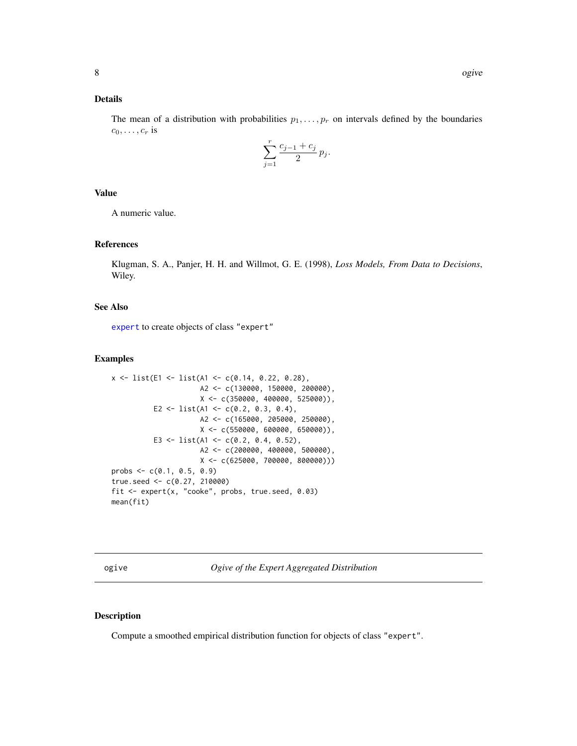## Details

The mean of a distribution with probabilities $p_1, \dots, p_r$ on intervals defined by the boundaries $c_0, \dots, c_r$ is

$$\sum_{j=1}^{r} \frac{c_{j-1} + c_j}{2} \, p_j.$$

## Value

A numeric value.

## References

Klugman, S. A., Panjer, H. H. and Willmot, G. E. (1998), *Loss Models, From Data to Decisions*, Wiley.

## See Also

expert to create objects of class "expert"

## Examples

```
x <- list(E1 <- list(A1 <- c(0.14, 0.22, 0.28),
                     A2 <- c(130000, 150000, 200000),
                     X <- c(350000, 400000, 525000)),
          E2 <- list(A1 <- c(0.2, 0.3, 0.4),
                     A2 <- c(165000, 205000, 250000),
                     X <- c(550000, 600000, 650000)),
          E3 <- list(A1 <- c(0.2, 0.4, 0.52),
                     A2 <- c(200000, 400000, 500000),
                     X <- c(625000, 700000, 800000)))
probs <- c(0.1, 0.5, 0.9)
true.seed <- c(0.27, 210000)
fit <- expert(x, "cooke", probs, true.seed, 0.03)
mean(fit)
```

---

# ogive — *Ogive of the Expert Aggregated Distribution*

## Description

Compute a smoothed empirical distribution function for objects of class "expert".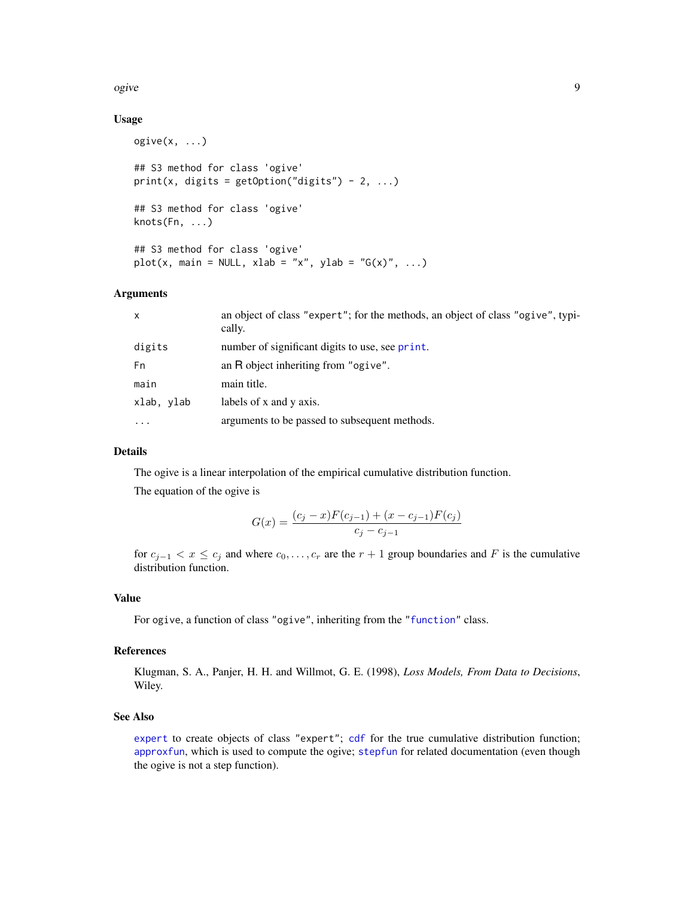## Usage

```
ogive(x, ...)

## S3 method for class 'ogive'
print(x, digits = getOption("digits") - 2, ...)

## S3 method for class 'ogive'
knots(Fn, ...)

## S3 method for class 'ogive'
plot(x, main = NULL, xlab = "x", ylab = "G(x)", ...)
```

## Arguments

| | |
|---|---|
| `x` | an object of class `"expert"`; for the methods, an object of class `"ogive"`, typically. |
| `digits` | number of significant digits to use, see `print`. |
| `Fn` | an R object inheriting from `"ogive"`. |
| `main` | main title. |
| `xlab, ylab` | labels of x and y axis. |
| `...` | arguments to be passed to subsequent methods. |

## Details

The ogive is a linear interpolation of the empirical cumulative distribution function.

The equation of the ogive is

$$G(x) = \frac{(c_j - x)F(c_{j-1}) + (x - c_{j-1})F(c_j)}{c_j - c_{j-1}}$$

for $c_{j-1} < x \leq c_j$ and where $c_0, \ldots, c_r$ are the $r + 1$ group boundaries and $F$ is the cumulative distribution function.

## Value

For `ogive`, a function of class `"ogive"`, inheriting from the `"function"` class.

## References

Klugman, S. A., Panjer, H. H. and Willmot, G. E. (1998), *Loss Models, From Data to Decisions*, Wiley.

## See Also

`expert` to create objects of class `"expert"`; `cdf` for the true cumulative distribution function; `approxfun`, which is used to compute the ogive; `stepfun` for related documentation (even though the ogive is not a step function).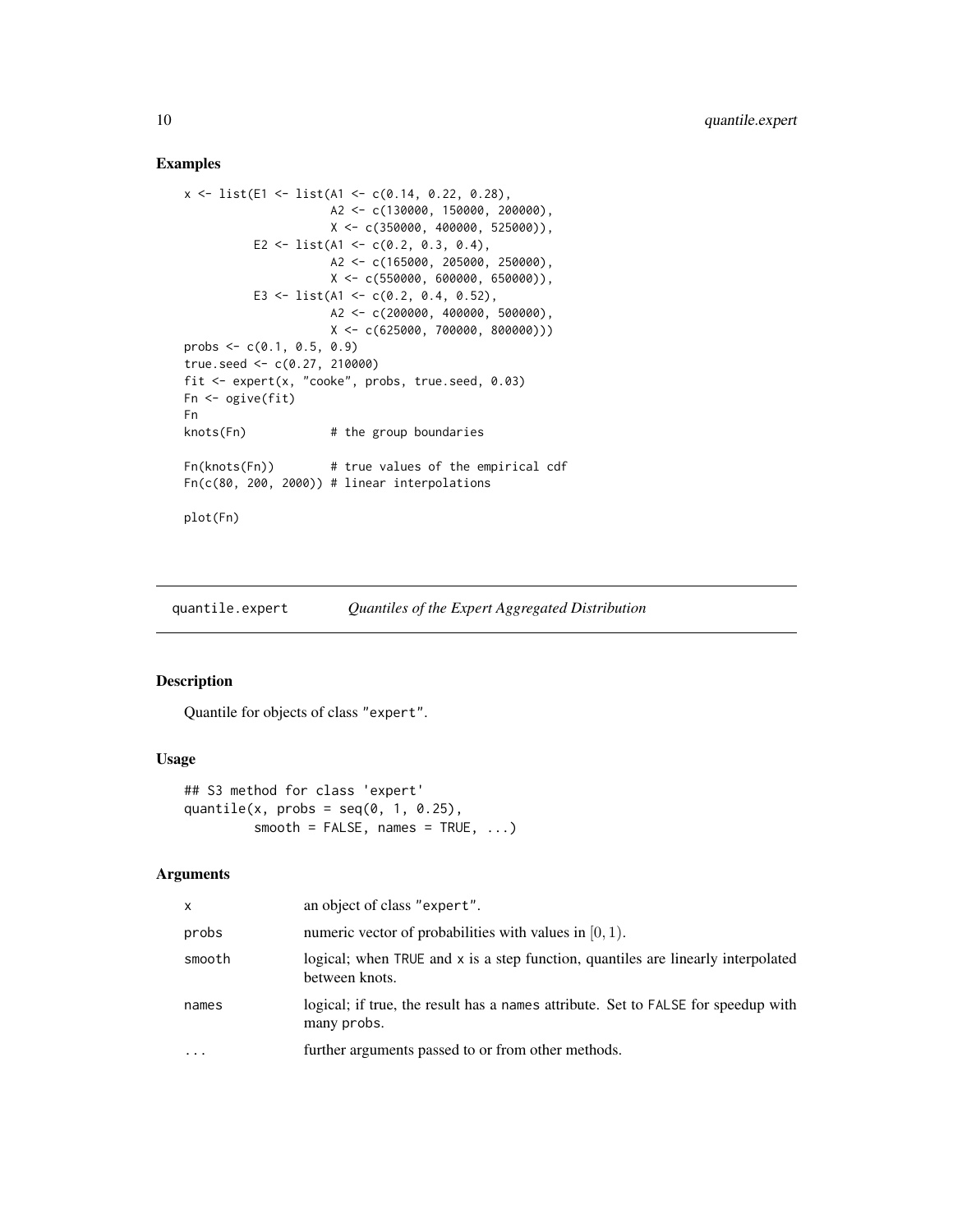### Examples

```
x <- list(E1 <- list(A1 <- c(0.14, 0.22, 0.28),
                     A2 <- c(130000, 150000, 200000),
                     X <- c(350000, 400000, 525000)),
          E2 <- list(A1 <- c(0.2, 0.3, 0.4),
                     A2 <- c(165000, 205000, 250000),
                     X <- c(550000, 600000, 650000)),
          E3 <- list(A1 <- c(0.2, 0.4, 0.52),
                     A2 <- c(200000, 400000, 500000),
                     X <- c(625000, 700000, 800000)))
probs <- c(0.1, 0.5, 0.9)
true.seed <- c(0.27, 210000)
fit <- expert(x, "cooke", probs, true.seed, 0.03)
Fn <- ogive(fit)
Fn
knots(Fn)            # the group boundaries

Fn(knots(Fn))        # true values of the empirical cdf
Fn(c(80, 200, 2000)) # linear interpolations

plot(Fn)
```

## quantile.expert *Quantiles of the Expert Aggregated Distribution*

### Description

Quantile for objects of class "expert".

### Usage

```
## S3 method for class 'expert'
quantile(x, probs = seq(0, 1, 0.25),
         smooth = FALSE, names = TRUE, ...)
```

### Arguments

| | |
|---|---|
| x | an object of class "expert". |
| probs | numeric vector of probabilities with values in $[0, 1)$. |
| smooth | logical; when TRUE and x is a step function, quantiles are linearly interpolated between knots. |
| names | logical; if true, the result has a names attribute. Set to FALSE for speedup with many probs. |
| ... | further arguments passed to or from other methods. |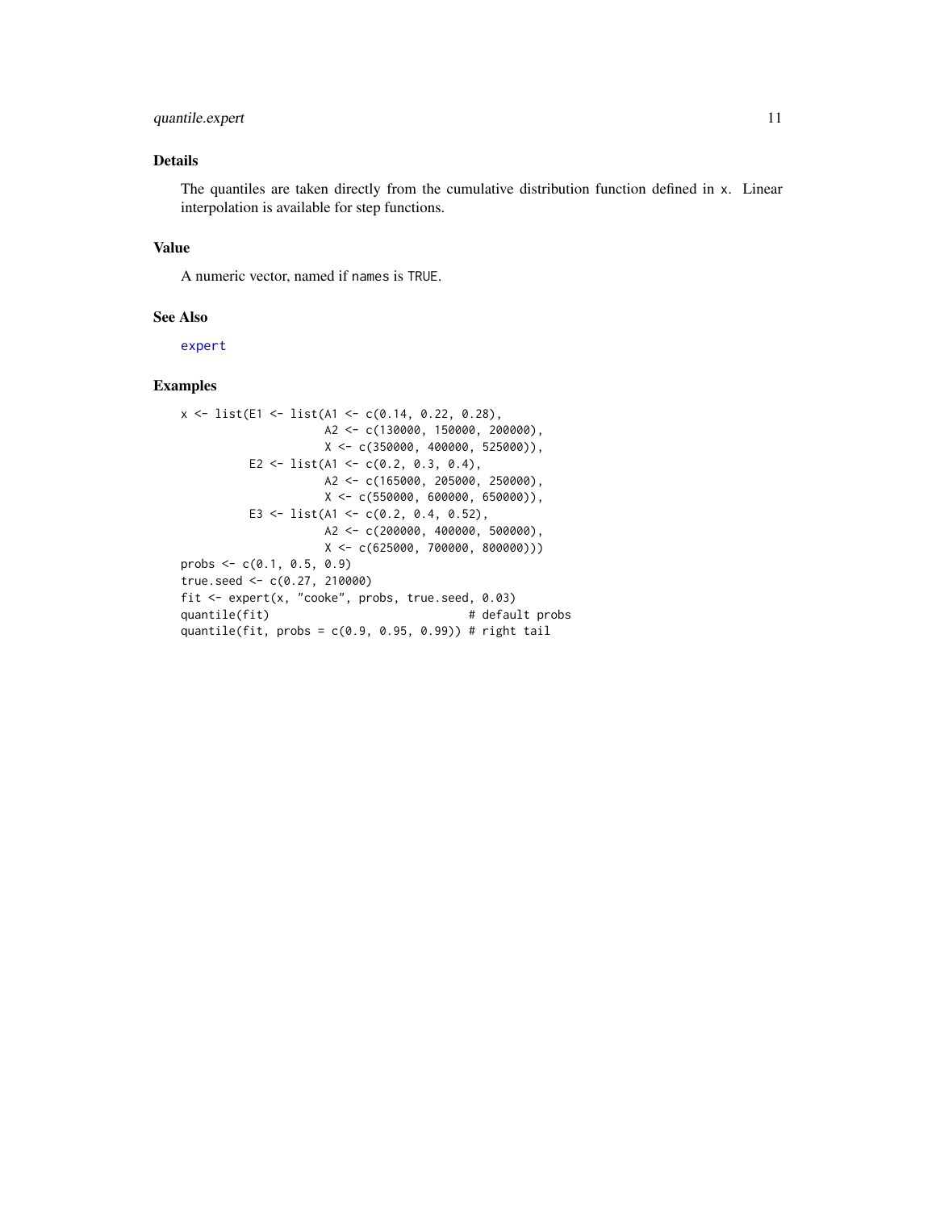## Details

The quantiles are taken directly from the cumulative distribution function defined in x. Linear interpolation is available for step functions.

## Value

A numeric vector, named if names is TRUE.

## See Also

expert

## Examples

```
x <- list(E1 <- list(A1 <- c(0.14, 0.22, 0.28),
                     A2 <- c(130000, 150000, 200000),
                     X <- c(350000, 400000, 525000)),
          E2 <- list(A1 <- c(0.2, 0.3, 0.4),
                     A2 <- c(165000, 205000, 250000),
                     X <- c(550000, 600000, 650000)),
          E3 <- list(A1 <- c(0.2, 0.4, 0.52),
                     A2 <- c(200000, 400000, 500000),
                     X <- c(625000, 700000, 800000)))
probs <- c(0.1, 0.5, 0.9)
true.seed <- c(0.27, 210000)
fit <- expert(x, "cooke", probs, true.seed, 0.03)
quantile(fit)                              # default probs
quantile(fit, probs = c(0.9, 0.95, 0.99)) # right tail
```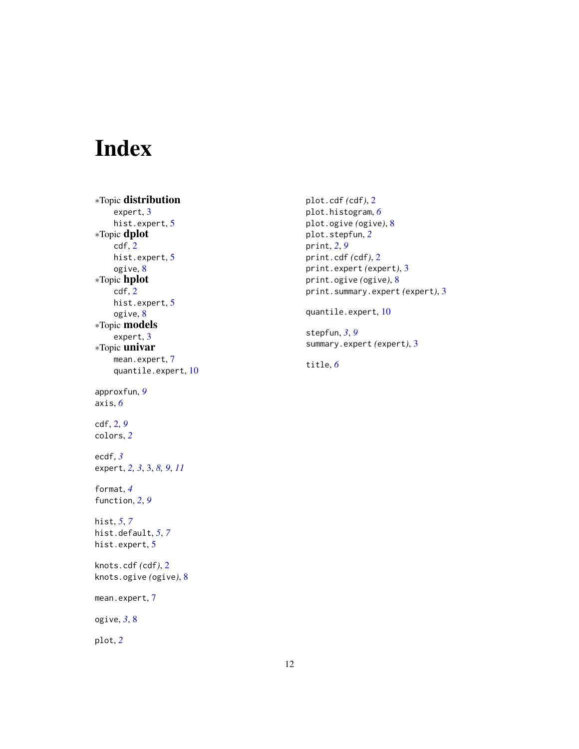# Index

*Topic **distribution**
- expert, 3
- hist.expert, 5

*Topic **dplot**
- cdf, 2
- hist.expert, 5
- ogive, 8

*Topic **hplot**
- cdf, 2
- hist.expert, 5
- ogive, 8

*Topic **models**
- expert, 3

*Topic **univar**
- mean.expert, 7
- quantile.expert, 10

approxfun, *9*
axis, *6*

cdf, 2, *9*
colors, *2*

ecdf, *3*
expert, *2, 3*, 3, *8, 9*, *11*

format, *4*
function, *2*, *9*

hist, *5*, *7*
hist.default, *5*, *7*
hist.expert, 5

knots.cdf *(cdf)*, 2
knots.ogive *(ogive)*, 8

mean.expert, 7

ogive, *3*, 8

plot, *2*
plot.cdf *(cdf)*, 2
plot.histogram, *6*
plot.ogive *(ogive)*, 8
plot.stepfun, *2*
print, *2*, *9*
print.cdf *(cdf)*, 2
print.expert *(expert)*, 3
print.ogive *(ogive)*, 8
print.summary.expert *(expert)*, 3

quantile.expert, 10

stepfun, *3*, *9*
summary.expert *(expert)*, 3

title, *6*